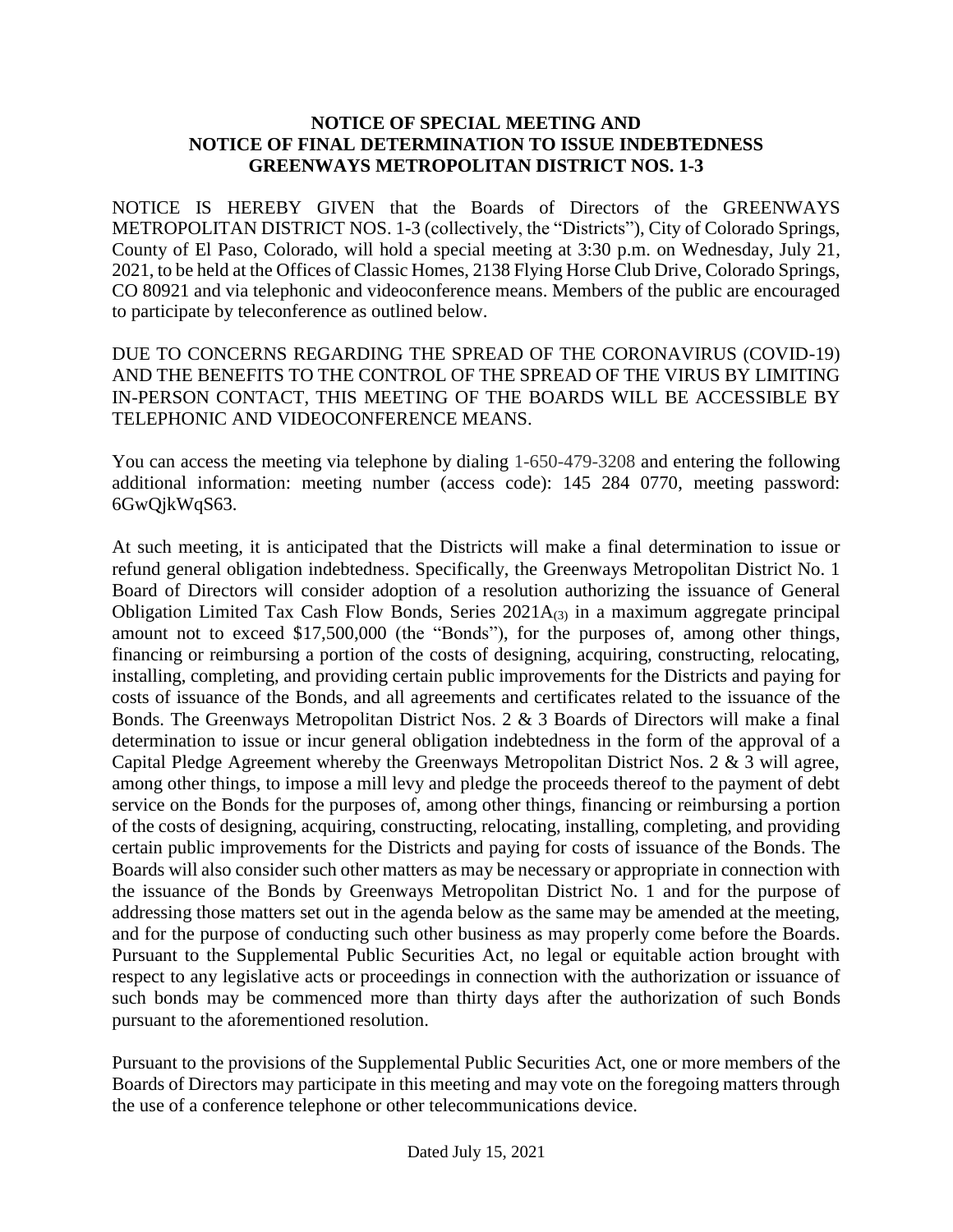**NOTICE OF SPECIAL MEETING AND**
**NOTICE OF FINAL DETERMINATION TO ISSUE INDEBTEDNESS**
**GREENWAYS METROPOLITAN DISTRICT NOS. 1-3**

NOTICE IS HEREBY GIVEN that the Boards of Directors of the GREENWAYS METROPOLITAN DISTRICT NOS. 1-3 (collectively, the "Districts"), City of Colorado Springs, County of El Paso, Colorado, will hold a special meeting at 3:30 p.m. on Wednesday, July 21, 2021, to be held at the Offices of Classic Homes, 2138 Flying Horse Club Drive, Colorado Springs, CO 80921 and via telephonic and videoconference means. Members of the public are encouraged to participate by teleconference as outlined below.

DUE TO CONCERNS REGARDING THE SPREAD OF THE CORONAVIRUS (COVID-19) AND THE BENEFITS TO THE CONTROL OF THE SPREAD OF THE VIRUS BY LIMITING IN-PERSON CONTACT, THIS MEETING OF THE BOARDS WILL BE ACCESSIBLE BY TELEPHONIC AND VIDEOCONFERENCE MEANS.

You can access the meeting via telephone by dialing 1-650-479-3208 and entering the following additional information: meeting number (access code): 145 284 0770, meeting password: 6GwQjkWqS63.

At such meeting, it is anticipated that the Districts will make a final determination to issue or refund general obligation indebtedness. Specifically, the Greenways Metropolitan District No. 1 Board of Directors will consider adoption of a resolution authorizing the issuance of General Obligation Limited Tax Cash Flow Bonds, Series 2021A(3) in a maximum aggregate principal amount not to exceed $17,500,000 (the "Bonds"), for the purposes of, among other things, financing or reimbursing a portion of the costs of designing, acquiring, constructing, relocating, installing, completing, and providing certain public improvements for the Districts and paying for costs of issuance of the Bonds, and all agreements and certificates related to the issuance of the Bonds. The Greenways Metropolitan District Nos. 2 & 3 Boards of Directors will make a final determination to issue or incur general obligation indebtedness in the form of the approval of a Capital Pledge Agreement whereby the Greenways Metropolitan District Nos. 2 & 3 will agree, among other things, to impose a mill levy and pledge the proceeds thereof to the payment of debt service on the Bonds for the purposes of, among other things, financing or reimbursing a portion of the costs of designing, acquiring, constructing, relocating, installing, completing, and providing certain public improvements for the Districts and paying for costs of issuance of the Bonds. The Boards will also consider such other matters as may be necessary or appropriate in connection with the issuance of the Bonds by Greenways Metropolitan District No. 1 and for the purpose of addressing those matters set out in the agenda below as the same may be amended at the meeting, and for the purpose of conducting such other business as may properly come before the Boards. Pursuant to the Supplemental Public Securities Act, no legal or equitable action brought with respect to any legislative acts or proceedings in connection with the authorization or issuance of such bonds may be commenced more than thirty days after the authorization of such Bonds pursuant to the aforementioned resolution.

Pursuant to the provisions of the Supplemental Public Securities Act, one or more members of the Boards of Directors may participate in this meeting and may vote on the foregoing matters through the use of a conference telephone or other telecommunications device.

Dated July 15, 2021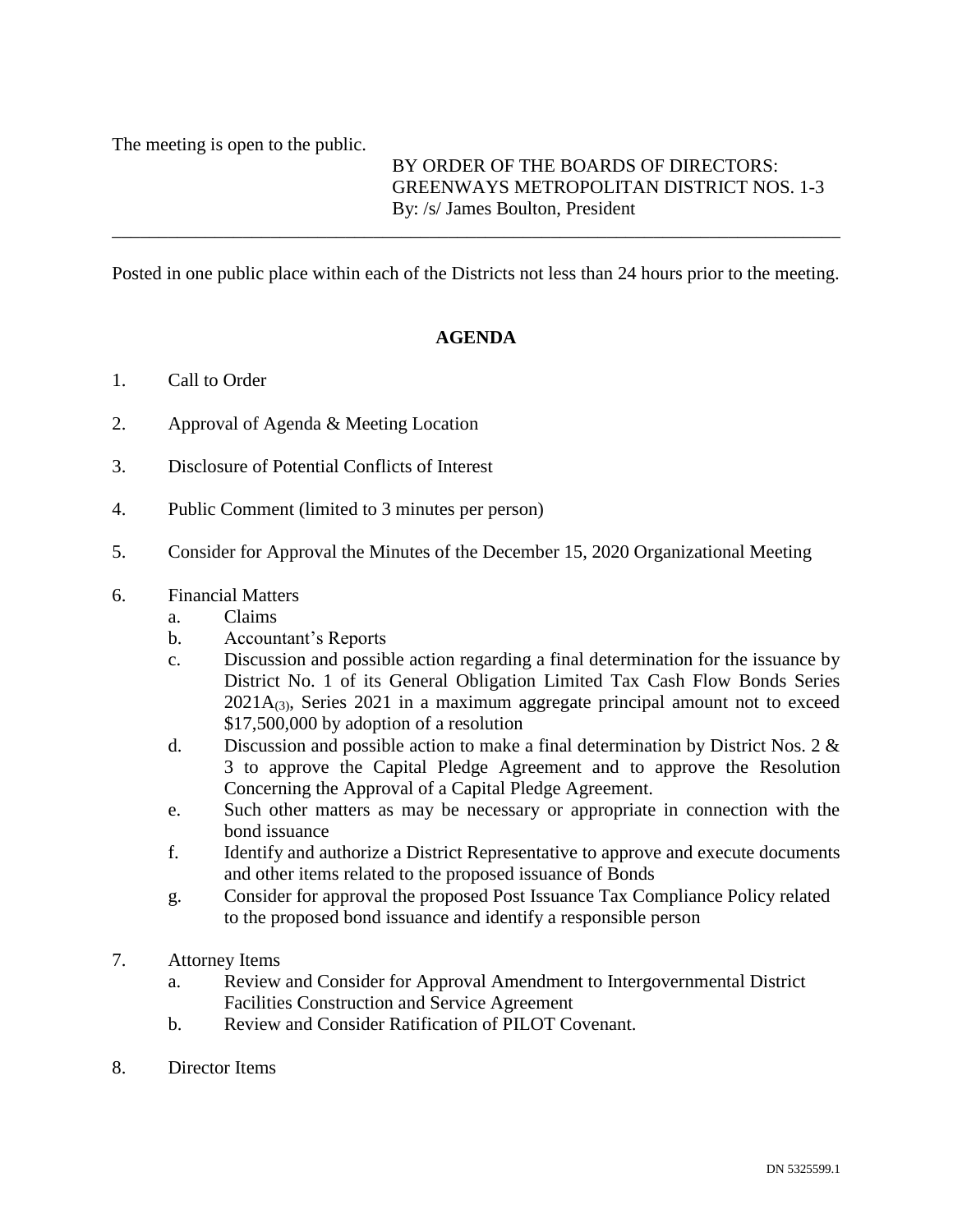The meeting is open to the public.

BY ORDER OF THE BOARDS OF DIRECTORS:
GREENWAYS METROPOLITAN DISTRICT NOS. 1-3
By: /s/ James Boulton, President

---

Posted in one public place within each of the Districts not less than 24 hours prior to the meeting.

**AGENDA**

1. Call to Order

2. Approval of Agenda & Meeting Location

3. Disclosure of Potential Conflicts of Interest

4. Public Comment (limited to 3 minutes per person)

5. Consider for Approval the Minutes of the December 15, 2020 Organizational Meeting

6. Financial Matters
   a. Claims
   b. Accountant's Reports
   c. Discussion and possible action regarding a final determination for the issuance by District No. 1 of its General Obligation Limited Tax Cash Flow Bonds Series $2021A_{(3)}$, Series 2021 in a maximum aggregate principal amount not to exceed $17,500,000 by adoption of a resolution
   d. Discussion and possible action to make a final determination by District Nos. 2 & 3 to approve the Capital Pledge Agreement and to approve the Resolution Concerning the Approval of a Capital Pledge Agreement.
   e. Such other matters as may be necessary or appropriate in connection with the bond issuance
   f. Identify and authorize a District Representative to approve and execute documents and other items related to the proposed issuance of Bonds
   g. Consider for approval the proposed Post Issuance Tax Compliance Policy related to the proposed bond issuance and identify a responsible person

7. Attorney Items
   a. Review and Consider for Approval Amendment to Intergovernmental District Facilities Construction and Service Agreement
   b. Review and Consider Ratification of PILOT Covenant.

8. Director Items

DN 5325599.1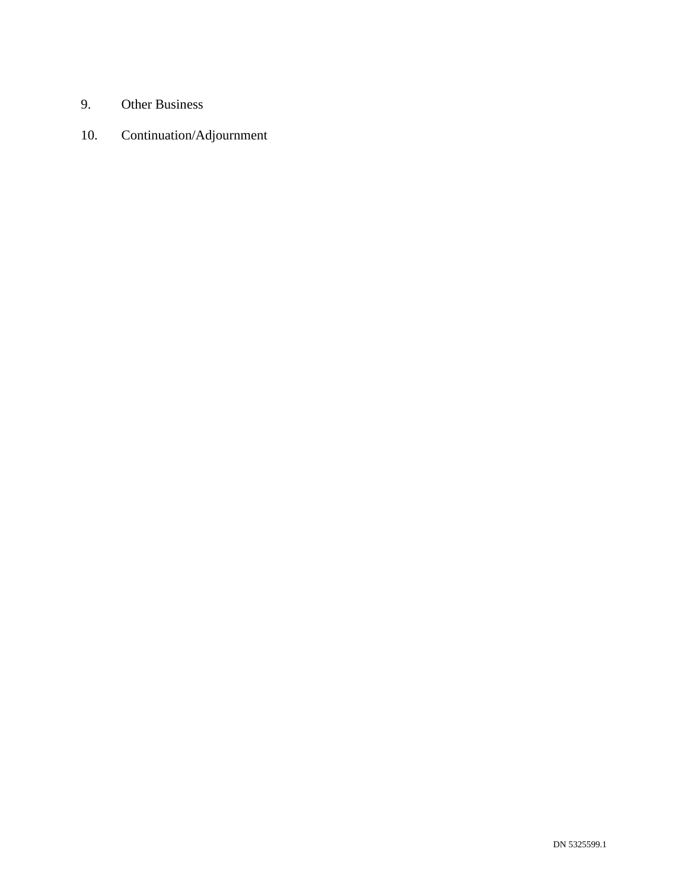9. Other Business

10. Continuation/Adjournment

DN 5325599.1